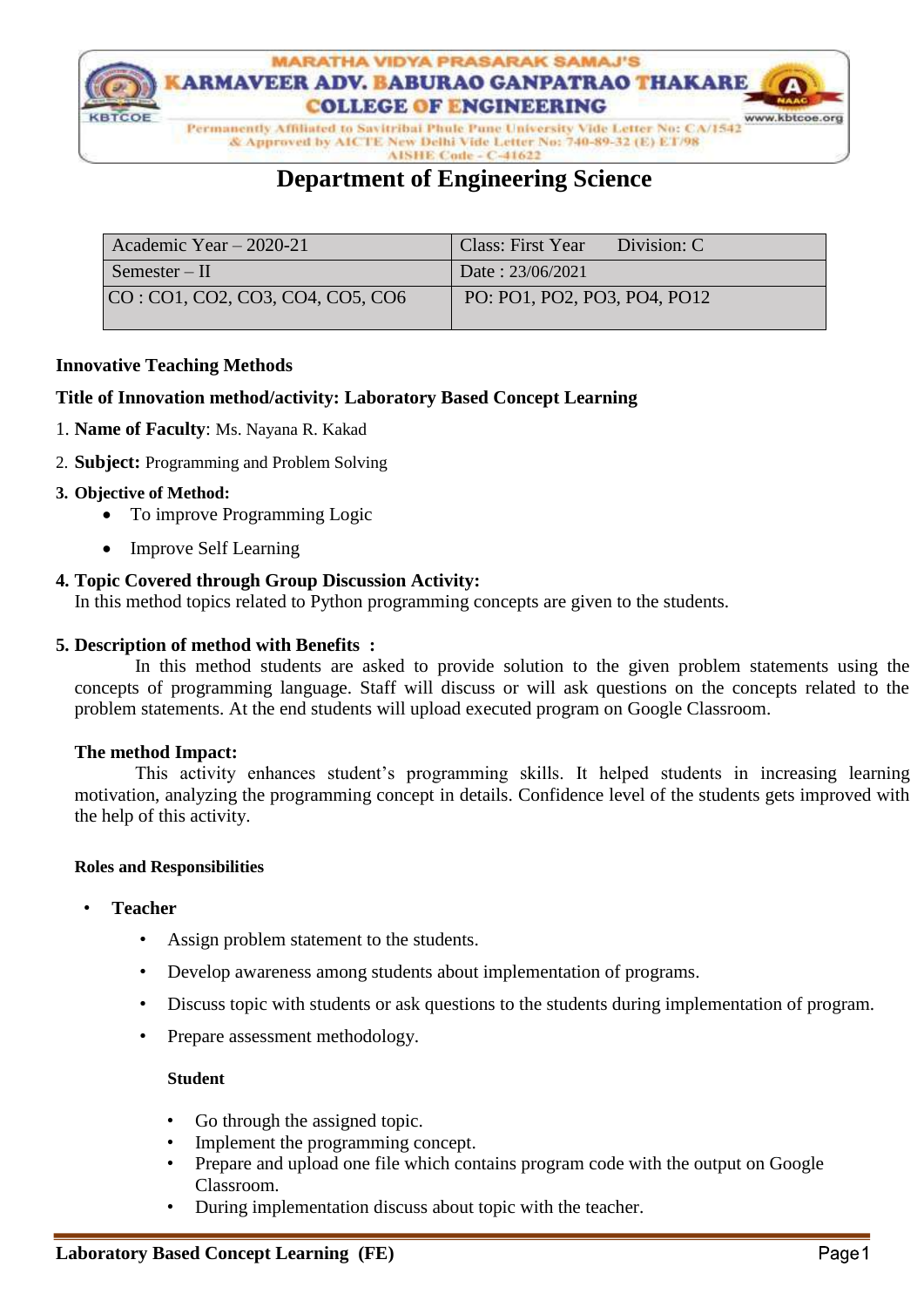MARATHA VIDYA PRASARAK SAMAJ'S
KARMAVEER ADV. BABURAO GANPATRAO THAKARE COLLEGE OF ENGINEERING
Permanently Affiliated to Savitribai Phule Pune University Vide Letter No: CA/1542 & Approved by AICTE New Delhi Vide Letter No: 740-89-32 (E) ET/98
AISHE Code - C-41622
www.kbtcoe.org

# Department of Engineering Science

| Academic Year – 2020-21 | Class: First Year Division: C |
|---|---|
| Semester – II | Date : 23/06/2021 |
| CO : CO1, CO2, CO3, CO4, CO5, CO6 | PO: PO1, PO2, PO3, PO4, PO12 |

**Innovative Teaching Methods**

**Title of Innovation method/activity: Laboratory Based Concept Learning**

1. **Name of Faculty**: Ms. Nayana R. Kakad
2. **Subject:** Programming and Problem Solving
3. **Objective of Method:**
   - To improve Programming Logic
   - Improve Self Learning
4. **Topic Covered through Group Discussion Activity:**
   In this method topics related to Python programming concepts are given to the students.
5. **Description of method with Benefits :**
   In this method students are asked to provide solution to the given problem statements using the concepts of programming language. Staff will discuss or will ask questions on the concepts related to the problem statements. At the end students will upload executed program on Google Classroom.

**The method Impact:**

This activity enhances student's programming skills. It helped students in increasing learning motivation, analyzing the programming concept in details. Confidence level of the students gets improved with the help of this activity.

**Roles and Responsibilities**

- **Teacher**
  - Assign problem statement to the students.
  - Develop awareness among students about implementation of programs.
  - Discuss topic with students or ask questions to the students during implementation of program.
  - Prepare assessment methodology.

  **Student**

  - Go through the assigned topic.
  - Implement the programming concept.
  - Prepare and upload one file which contains program code with the output on Google Classroom.
  - During implementation discuss about topic with the teacher.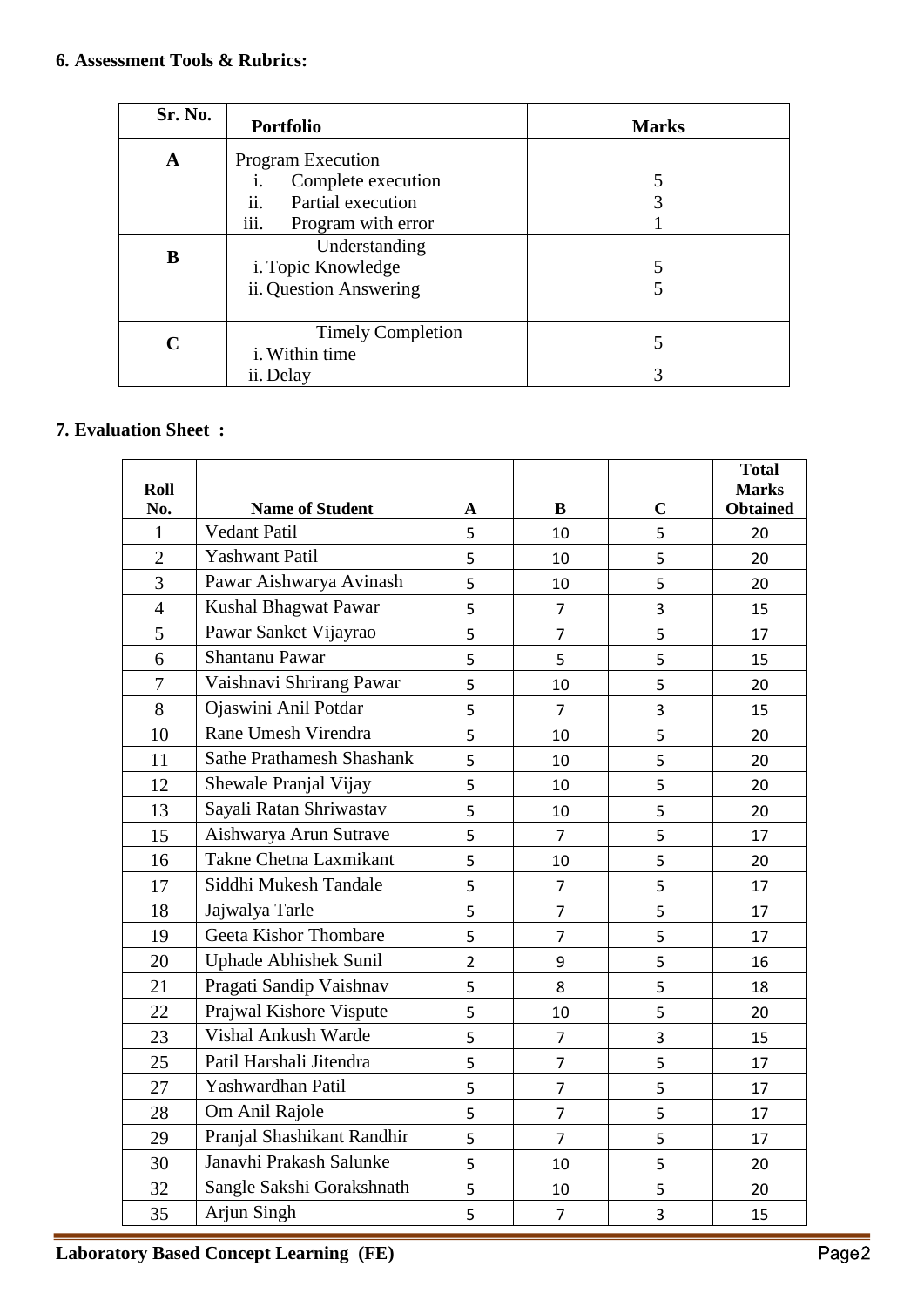**6. Assessment Tools & Rubrics:**

| Sr. No. | Portfolio | Marks |
|---|---|---|
| **A** | Program Execution<br>i. Complete execution<br>ii. Partial execution<br>iii. Program with error | <br>5<br>3<br>1 |
| **B** | Understanding<br>i. Topic Knowledge<br>ii. Question Answering | <br>5<br>5 |
| **C** | Timely Completion<br>i. Within time<br>ii. Delay | <br>5<br>3 |

**7. Evaluation Sheet :**

| Roll No. | Name of Student | A | B | C | Total Marks Obtained |
|---|---|---|---|---|---|
| 1 | Vedant Patil | 5 | 10 | 5 | 20 |
| 2 | Yashwant Patil | 5 | 10 | 5 | 20 |
| 3 | Pawar Aishwarya Avinash | 5 | 10 | 5 | 20 |
| 4 | Kushal Bhagwat Pawar | 5 | 7 | 3 | 15 |
| 5 | Pawar Sanket Vijayrao | 5 | 7 | 5 | 17 |
| 6 | Shantanu Pawar | 5 | 5 | 5 | 15 |
| 7 | Vaishnavi Shrirang Pawar | 5 | 10 | 5 | 20 |
| 8 | Ojaswini Anil Potdar | 5 | 7 | 3 | 15 |
| 10 | Rane Umesh Virendra | 5 | 10 | 5 | 20 |
| 11 | Sathe Prathamesh Shashank | 5 | 10 | 5 | 20 |
| 12 | Shewale Pranjal Vijay | 5 | 10 | 5 | 20 |
| 13 | Sayali Ratan Shriwastav | 5 | 10 | 5 | 20 |
| 15 | Aishwarya Arun Sutrave | 5 | 7 | 5 | 17 |
| 16 | Takne Chetna Laxmikant | 5 | 10 | 5 | 20 |
| 17 | Siddhi Mukesh Tandale | 5 | 7 | 5 | 17 |
| 18 | Jajwalya Tarle | 5 | 7 | 5 | 17 |
| 19 | Geeta Kishor Thombare | 5 | 7 | 5 | 17 |
| 20 | Uphade Abhishek Sunil | 2 | 9 | 5 | 16 |
| 21 | Pragati Sandip Vaishnav | 5 | 8 | 5 | 18 |
| 22 | Prajwal Kishore Vispute | 5 | 10 | 5 | 20 |
| 23 | Vishal Ankush Warde | 5 | 7 | 3 | 15 |
| 25 | Patil Harshali Jitendra | 5 | 7 | 5 | 17 |
| 27 | Yashwardhan Patil | 5 | 7 | 5 | 17 |
| 28 | Om Anil Rajole | 5 | 7 | 5 | 17 |
| 29 | Pranjal Shashikant Randhir | 5 | 7 | 5 | 17 |
| 30 | Janavhi Prakash Salunke | 5 | 10 | 5 | 20 |
| 32 | Sangle Sakshi Gorakshnath | 5 | 10 | 5 | 20 |
| 35 | Arjun Singh | 5 | 7 | 3 | 15 |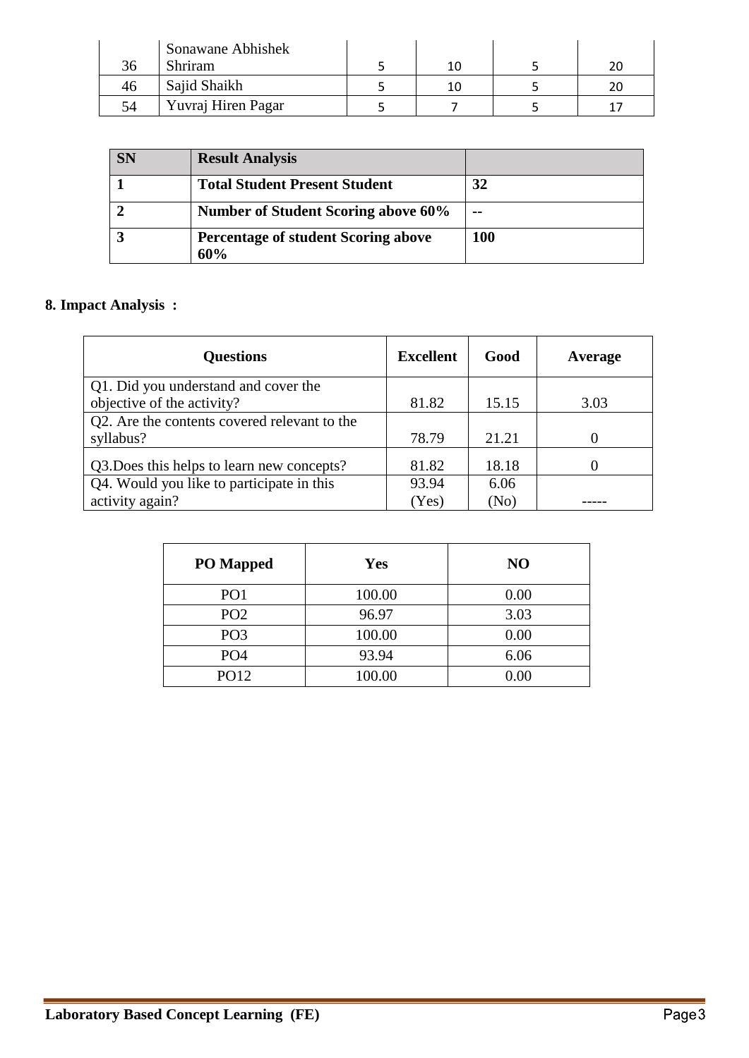| 36 | Sonawane Abhishek Shriram | 5 | 10 | 5 | 20 |
|---|---|---|---|---|---|
| 46 | Sajid Shaikh | 5 | 10 | 5 | 20 |
| 54 | Yuvraj Hiren Pagar | 5 | 7 | 5 | 17 |

| SN | Result Analysis | |
|---|---|---|
| 1 | Total Student Present Student | 32 |
| 2 | Number of Student Scoring above 60% | -- |
| 3 | Percentage of student Scoring above 60% | 100 |

**8. Impact Analysis :**

| Questions | Excellent | Good | Average |
|---|---|---|---|
| Q1. Did you understand and cover the objective of the activity? | 81.82 | 15.15 | 3.03 |
| Q2. Are the contents covered relevant to the syllabus? | 78.79 | 21.21 | 0 |
| Q3.Does this helps to learn new concepts? | 81.82 | 18.18 | 0 |
| Q4. Would you like to participate in this activity again? | 93.94 (Yes) | 6.06 (No) | ----- |

| PO Mapped | Yes | NO |
|---|---|---|
| PO1 | 100.00 | 0.00 |
| PO2 | 96.97 | 3.03 |
| PO3 | 100.00 | 0.00 |
| PO4 | 93.94 | 6.06 |
| PO12 | 100.00 | 0.00 |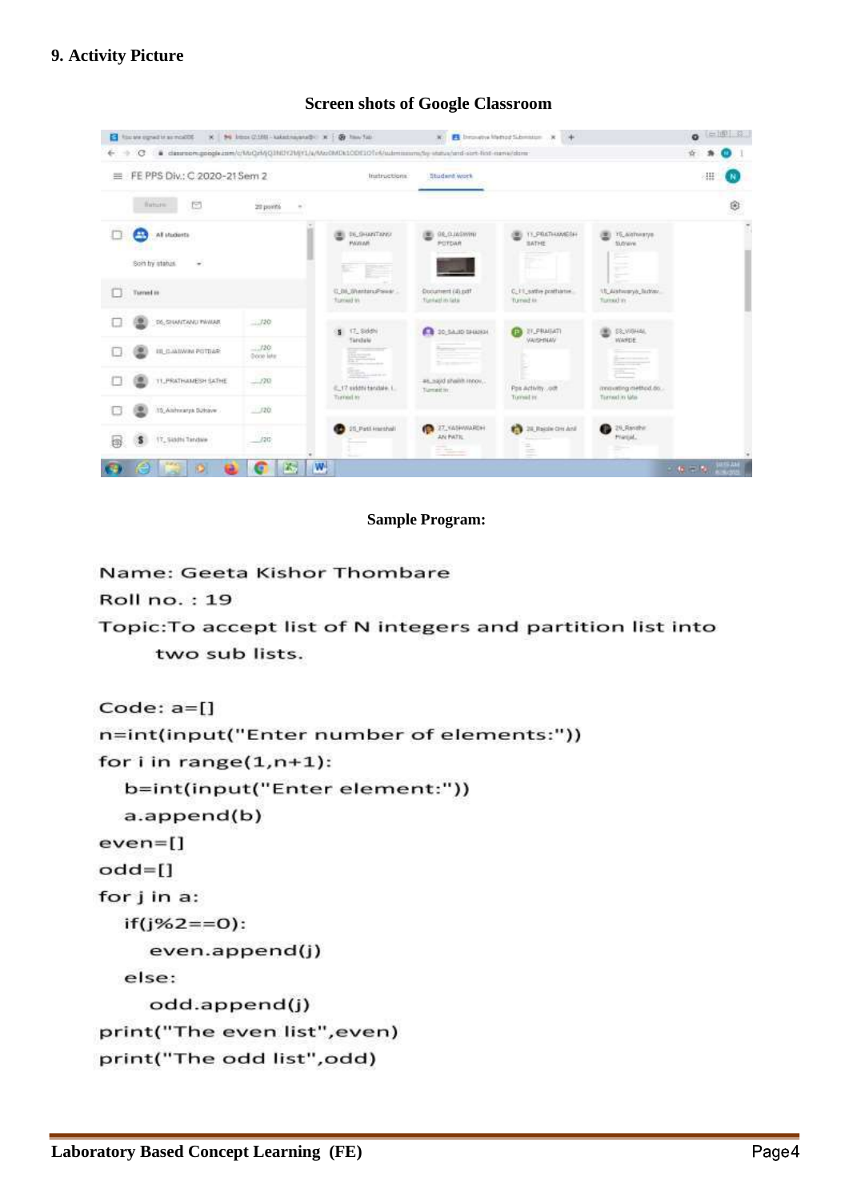### 9. Activity Picture

**Screen shots of Google Classroom**

**Sample Program:**

Name: Geeta Kishor Thombare

Roll no. : 19

Topic:To accept list of N integers and partition list into two sub lists.

```
Code: a=[]
n=int(input("Enter number of elements:"))
for i in range(1,n+1):
   b=int(input("Enter element:"))
   a.append(b)
even=[]
odd=[]
for j in a:
   if(j%2==0):
      even.append(j)
   else:
      odd.append(j)
print("The even list",even)
print("The odd list",odd)
```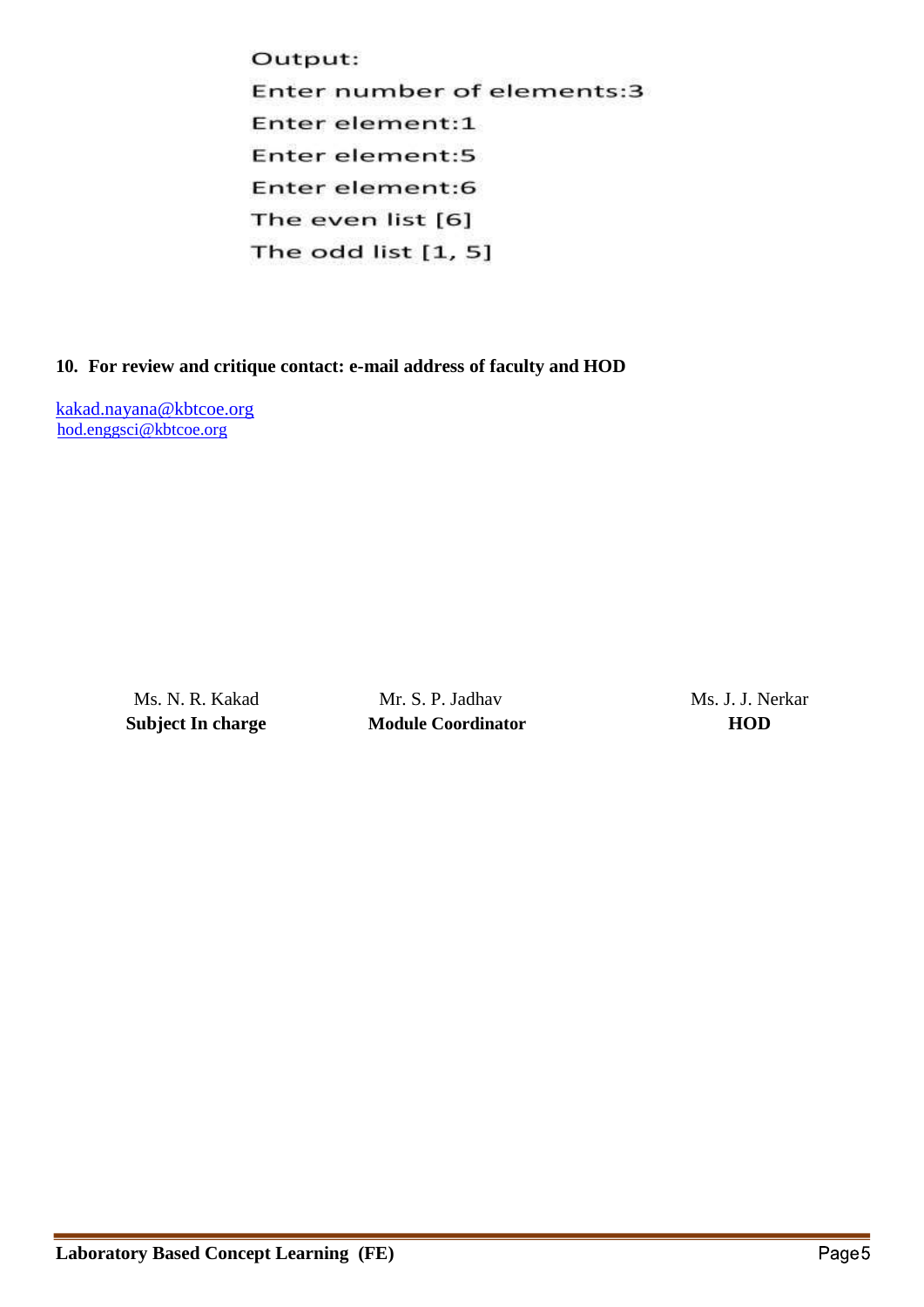```
Output:
Enter number of elements:3
Enter element:1
Enter element:5
Enter element:6
The even list [6]
The odd list [1, 5]
```

**10. For review and critique contact: e-mail address of faculty and HOD**

kakad.nayana@kbtcoe.org
hod.enggsci@kbtcoe.org

| | | |
|---|---|---|
| Ms. N. R. Kakad | Mr. S. P. Jadhav | Ms. J. J. Nerkar |
| **Subject In charge** | **Module Coordinator** | **HOD** |